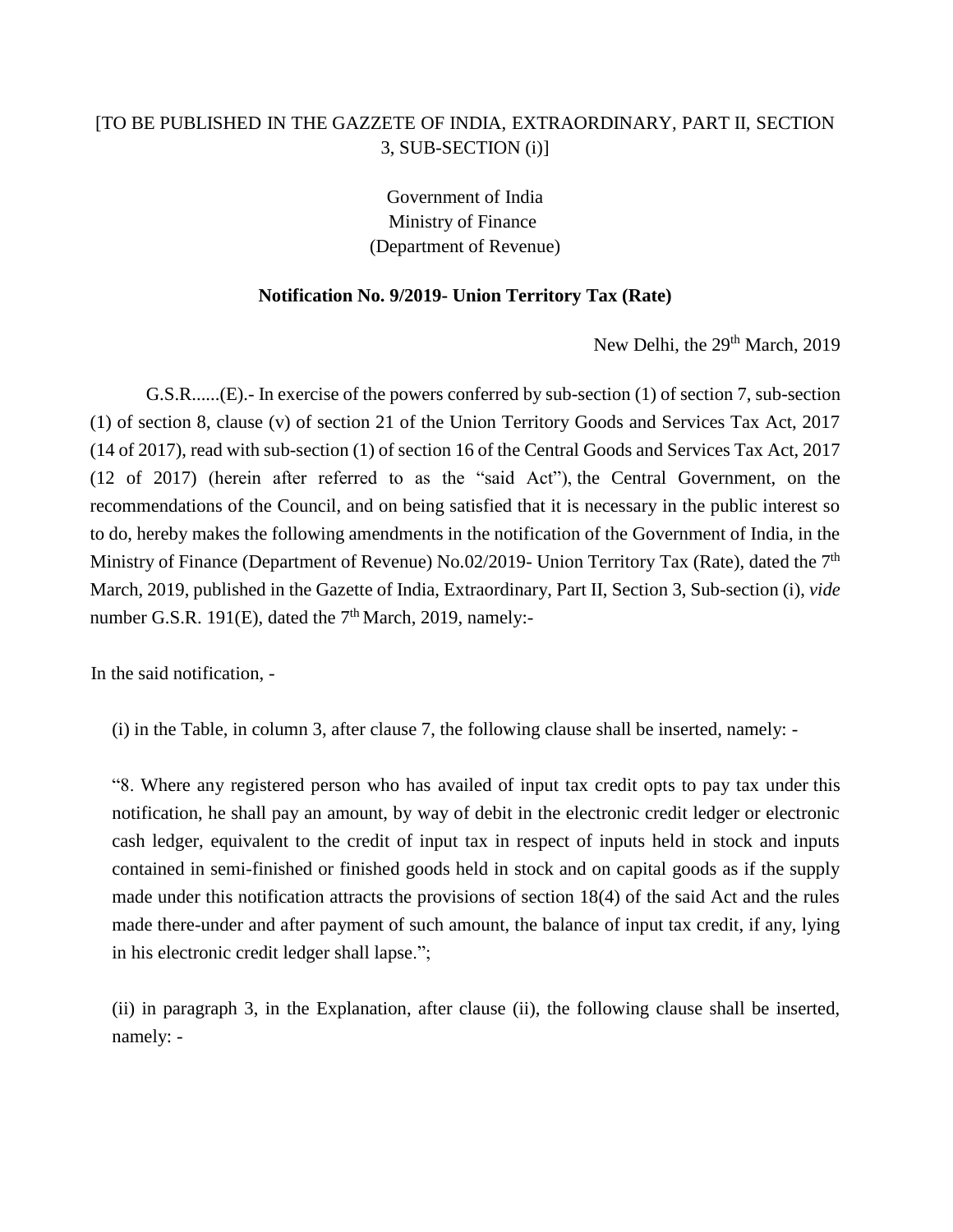[TO BE PUBLISHED IN THE GAZZETE OF INDIA, EXTRAORDINARY, PART II, SECTION 3, SUB-SECTION (i)]

Government of India
Ministry of Finance
(Department of Revenue)

**Notification No. 9/2019- Union Territory Tax (Rate)**

New Delhi, the 29th March, 2019

G.S.R......(E).- In exercise of the powers conferred by sub-section (1) of section 7, sub-section (1) of section 8, clause (v) of section 21 of the Union Territory Goods and Services Tax Act, 2017 (14 of 2017), read with sub-section (1) of section 16 of the Central Goods and Services Tax Act, 2017 (12 of 2017) (herein after referred to as the "said Act"), the Central Government, on the recommendations of the Council, and on being satisfied that it is necessary in the public interest so to do, hereby makes the following amendments in the notification of the Government of India, in the Ministry of Finance (Department of Revenue) No.02/2019- Union Territory Tax (Rate), dated the 7th March, 2019, published in the Gazette of India, Extraordinary, Part II, Section 3, Sub-section (i), *vide* number G.S.R. 191(E), dated the 7th March, 2019, namely:-

In the said notification, -

(i) in the Table, in column 3, after clause 7, the following clause shall be inserted, namely: -

"8. Where any registered person who has availed of input tax credit opts to pay tax under this notification, he shall pay an amount, by way of debit in the electronic credit ledger or electronic cash ledger, equivalent to the credit of input tax in respect of inputs held in stock and inputs contained in semi-finished or finished goods held in stock and on capital goods as if the supply made under this notification attracts the provisions of section 18(4) of the said Act and the rules made there-under and after payment of such amount, the balance of input tax credit, if any, lying in his electronic credit ledger shall lapse.";

(ii) in paragraph 3, in the Explanation, after clause (ii), the following clause shall be inserted, namely: -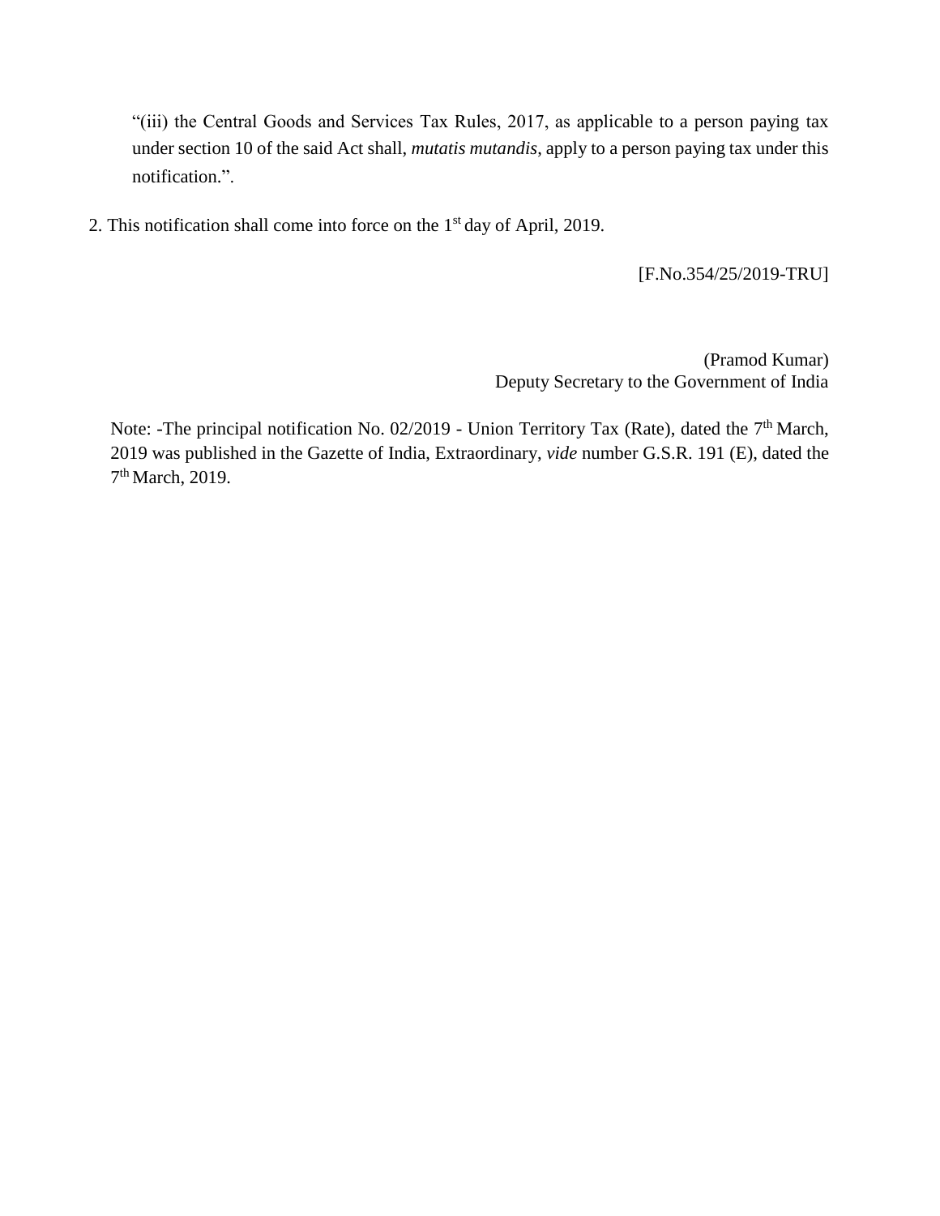"(iii) the Central Goods and Services Tax Rules, 2017, as applicable to a person paying tax under section 10 of the said Act shall, *mutatis mutandis*, apply to a person paying tax under this notification.".

2. This notification shall come into force on the 1st day of April, 2019.

[F.No.354/25/2019-TRU]

(Pramod Kumar)
Deputy Secretary to the Government of India

Note: -The principal notification No. 02/2019 - Union Territory Tax (Rate), dated the 7th March, 2019 was published in the Gazette of India, Extraordinary, *vide* number G.S.R. 191 (E), dated the 7th March, 2019.